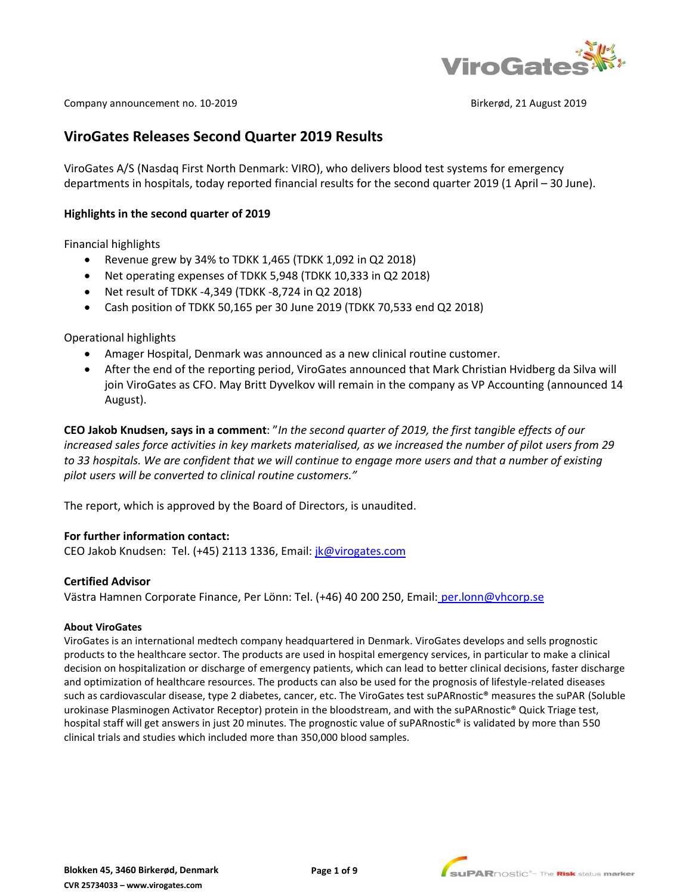Company announcement no. 10-2019 Birkerød, 21 August 2019

# ViroGates Releases Second Quarter 2019 Results

ViroGates A/S (Nasdaq First North Denmark: VIRO), who delivers blood test systems for emergency departments in hospitals, today reported financial results for the second quarter 2019 (1 April – 30 June).

**Highlights in the second quarter of 2019**

Financial highlights

- Revenue grew by 34% to TDKK 1,465 (TDKK 1,092 in Q2 2018)
- Net operating expenses of TDKK 5,948 (TDKK 10,333 in Q2 2018)
- Net result of TDKK -4,349 (TDKK -8,724 in Q2 2018)
- Cash position of TDKK 50,165 per 30 June 2019 (TDKK 70,533 end Q2 2018)

Operational highlights

- Amager Hospital, Denmark was announced as a new clinical routine customer.
- After the end of the reporting period, ViroGates announced that Mark Christian Hvidberg da Silva will join ViroGates as CFO. May Britt Dyvelkov will remain in the company as VP Accounting (announced 14 August).

**CEO Jakob Knudsen, says in a comment**: "*In the second quarter of 2019, the first tangible effects of our increased sales force activities in key markets materialised, as we increased the number of pilot users from 29 to 33 hospitals. We are confident that we will continue to engage more users and that a number of existing pilot users will be converted to clinical routine customers."*

The report, which is approved by the Board of Directors, is unaudited.

**For further information contact:**
CEO Jakob Knudsen: Tel. (+45) 2113 1336, Email: jk@virogates.com

**Certified Advisor**
Västra Hamnen Corporate Finance, Per Lönn: Tel. (+46) 40 200 250, Email: per.lonn@vhcorp.se

**About ViroGates**
ViroGates is an international medtech company headquartered in Denmark. ViroGates develops and sells prognostic products to the healthcare sector. The products are used in hospital emergency services, in particular to make a clinical decision on hospitalization or discharge of emergency patients, which can lead to better clinical decisions, faster discharge and optimization of healthcare resources. The products can also be used for the prognosis of lifestyle-related diseases such as cardiovascular disease, type 2 diabetes, cancer, etc. The ViroGates test suPARnostic® measures the suPAR (Soluble urokinase Plasminogen Activator Receptor) protein in the bloodstream, and with the suPARnostic® Quick Triage test, hospital staff will get answers in just 20 minutes. The prognostic value of suPARnostic® is validated by more than 550 clinical trials and studies which included more than 350,000 blood samples.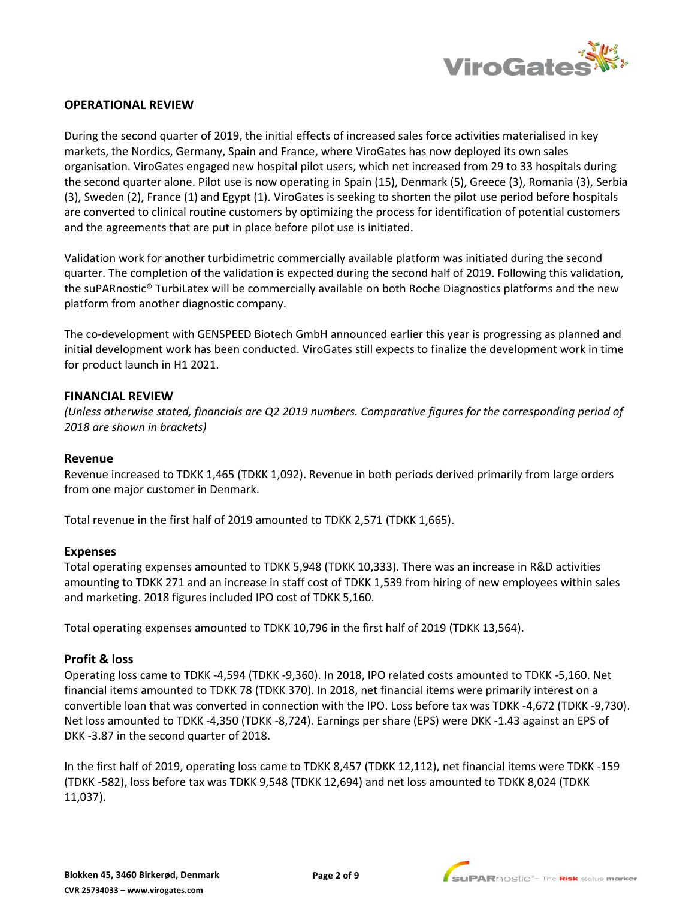## OPERATIONAL REVIEW

During the second quarter of 2019, the initial effects of increased sales force activities materialised in key markets, the Nordics, Germany, Spain and France, where ViroGates has now deployed its own sales organisation. ViroGates engaged new hospital pilot users, which net increased from 29 to 33 hospitals during the second quarter alone. Pilot use is now operating in Spain (15), Denmark (5), Greece (3), Romania (3), Serbia (3), Sweden (2), France (1) and Egypt (1). ViroGates is seeking to shorten the pilot use period before hospitals are converted to clinical routine customers by optimizing the process for identification of potential customers and the agreements that are put in place before pilot use is initiated.

Validation work for another turbidimetric commercially available platform was initiated during the second quarter. The completion of the validation is expected during the second half of 2019. Following this validation, the suPARnostic® TurbiLatex will be commercially available on both Roche Diagnostics platforms and the new platform from another diagnostic company.

The co-development with GENSPEED Biotech GmbH announced earlier this year is progressing as planned and initial development work has been conducted. ViroGates still expects to finalize the development work in time for product launch in H1 2021.

## FINANCIAL REVIEW

*(Unless otherwise stated, financials are Q2 2019 numbers. Comparative figures for the corresponding period of 2018 are shown in brackets)*

### Revenue

Revenue increased to TDKK 1,465 (TDKK 1,092). Revenue in both periods derived primarily from large orders from one major customer in Denmark.

Total revenue in the first half of 2019 amounted to TDKK 2,571 (TDKK 1,665).

### Expenses

Total operating expenses amounted to TDKK 5,948 (TDKK 10,333). There was an increase in R&D activities amounting to TDKK 271 and an increase in staff cost of TDKK 1,539 from hiring of new employees within sales and marketing. 2018 figures included IPO cost of TDKK 5,160.

Total operating expenses amounted to TDKK 10,796 in the first half of 2019 (TDKK 13,564).

### Profit & loss

Operating loss came to TDKK -4,594 (TDKK -9,360). In 2018, IPO related costs amounted to TDKK -5,160. Net financial items amounted to TDKK 78 (TDKK 370). In 2018, net financial items were primarily interest on a convertible loan that was converted in connection with the IPO. Loss before tax was TDKK -4,672 (TDKK -9,730). Net loss amounted to TDKK -4,350 (TDKK -8,724). Earnings per share (EPS) were DKK -1.43 against an EPS of DKK -3.87 in the second quarter of 2018.

In the first half of 2019, operating loss came to TDKK 8,457 (TDKK 12,112), net financial items were TDKK -159 (TDKK -582), loss before tax was TDKK 9,548 (TDKK 12,694) and net loss amounted to TDKK 8,024 (TDKK 11,037).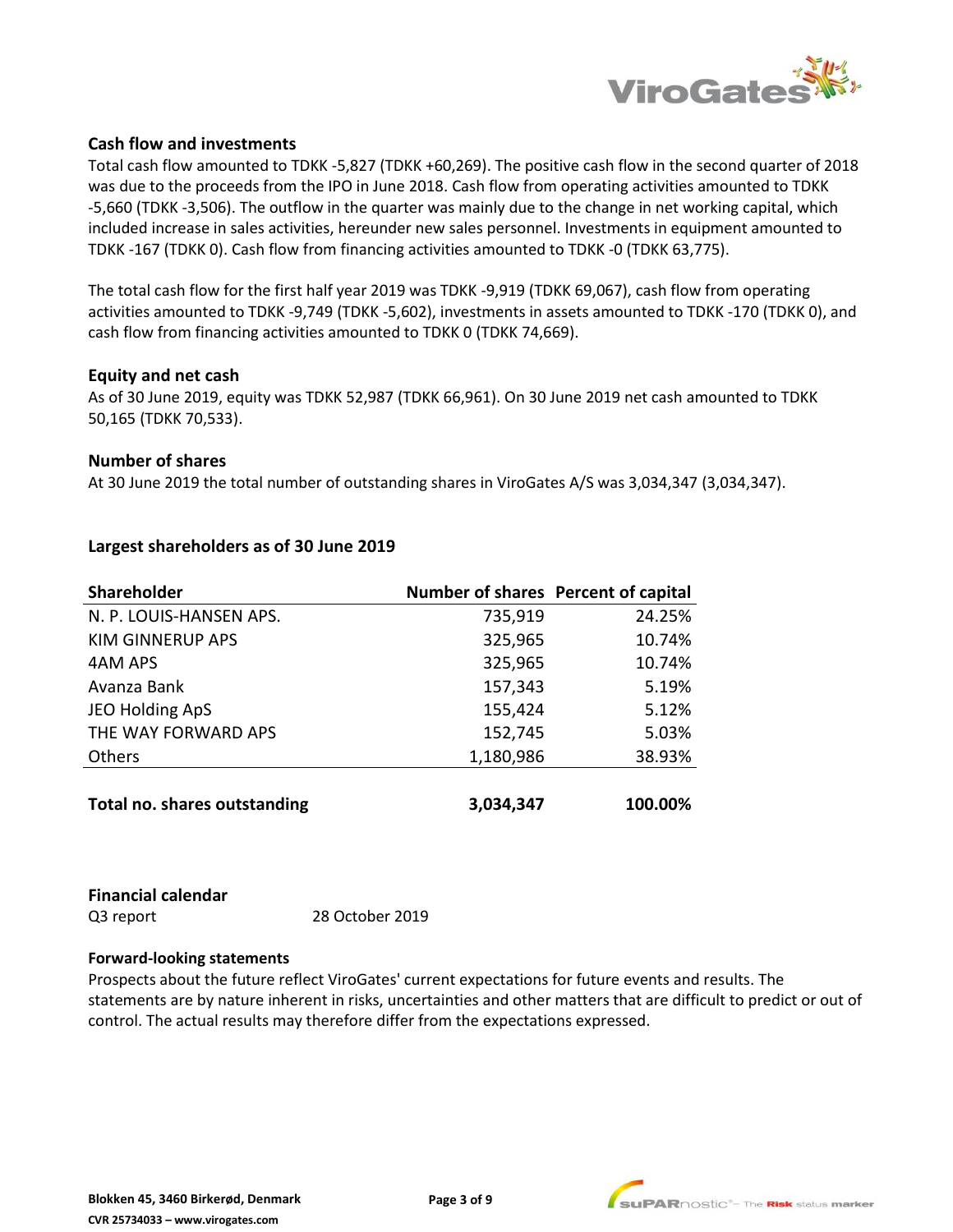## Cash flow and investments

Total cash flow amounted to TDKK -5,827 (TDKK +60,269). The positive cash flow in the second quarter of 2018 was due to the proceeds from the IPO in June 2018. Cash flow from operating activities amounted to TDKK -5,660 (TDKK -3,506). The outflow in the quarter was mainly due to the change in net working capital, which included increase in sales activities, hereunder new sales personnel. Investments in equipment amounted to TDKK -167 (TDKK 0). Cash flow from financing activities amounted to TDKK -0 (TDKK 63,775).

The total cash flow for the first half year 2019 was TDKK -9,919 (TDKK 69,067), cash flow from operating activities amounted to TDKK -9,749 (TDKK -5,602), investments in assets amounted to TDKK -170 (TDKK 0), and cash flow from financing activities amounted to TDKK 0 (TDKK 74,669).

## Equity and net cash

As of 30 June 2019, equity was TDKK 52,987 (TDKK 66,961). On 30 June 2019 net cash amounted to TDKK 50,165 (TDKK 70,533).

## Number of shares

At 30 June 2019 the total number of outstanding shares in ViroGates A/S was 3,034,347 (3,034,347).

## Largest shareholders as of 30 June 2019

| Shareholder | Number of shares | Percent of capital |
|---|---|---|
| N. P. LOUIS-HANSEN APS. | 735,919 | 24.25% |
| KIM GINNERUP APS | 325,965 | 10.74% |
| 4AM APS | 325,965 | 10.74% |
| Avanza Bank | 157,343 | 5.19% |
| JEO Holding ApS | 155,424 | 5.12% |
| THE WAY FORWARD APS | 152,745 | 5.03% |
| Others | 1,180,986 | 38.93% |
| **Total no. shares outstanding** | **3,034,347** | **100.00%** |

## Financial calendar

Q3 report 28 October 2019

### Forward-looking statements

Prospects about the future reflect ViroGates' current expectations for future events and results. The statements are by nature inherent in risks, uncertainties and other matters that are difficult to predict or out of control. The actual results may therefore differ from the expectations expressed.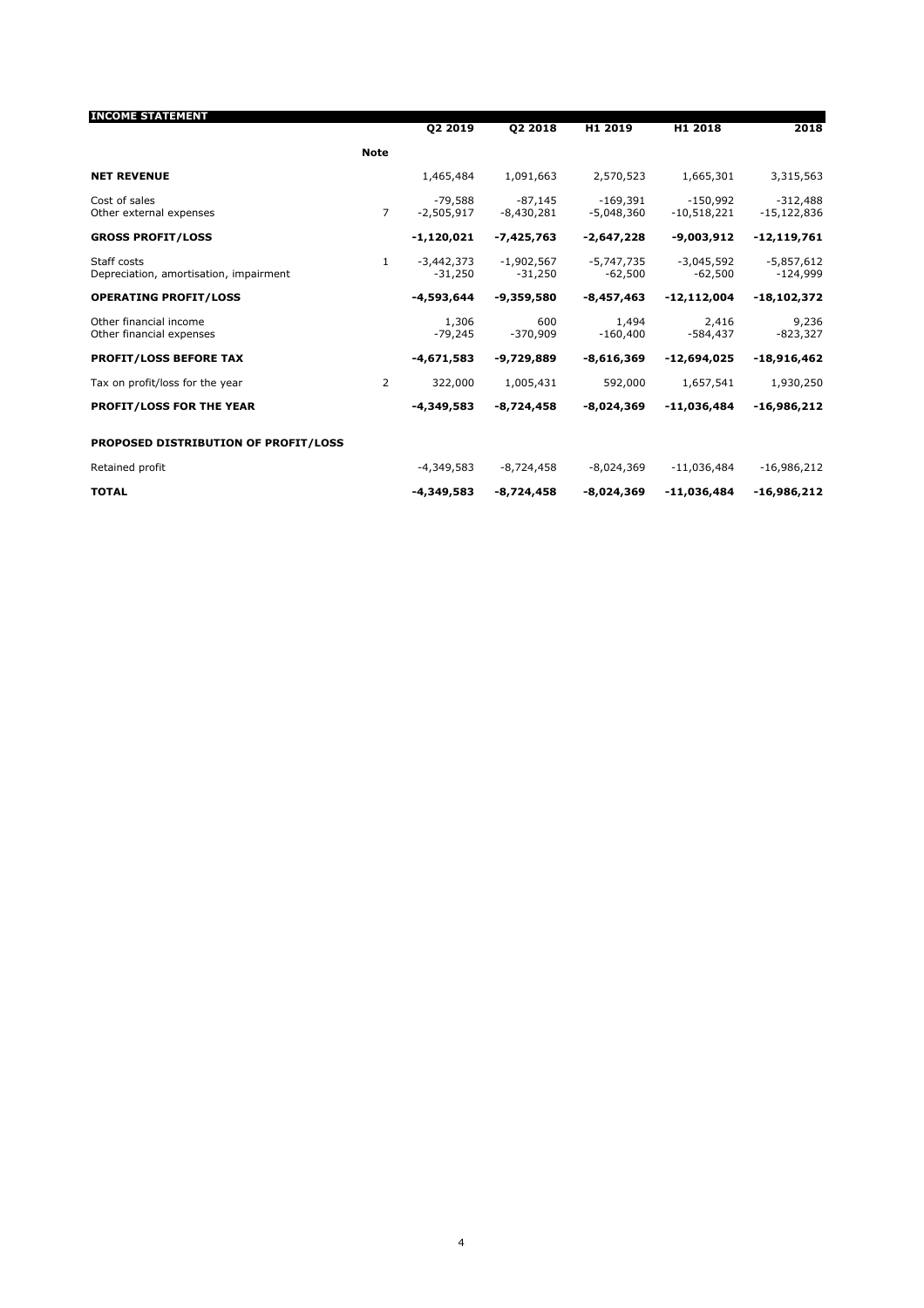| INCOME STATEMENT | Note | Q2 2019 | Q2 2018 | H1 2019 | H1 2018 | 2018 |
|---|---|---|---|---|---|---|
| **NET REVENUE** | | 1,465,484 | 1,091,663 | 2,570,523 | 1,665,301 | 3,315,563 |
| Cost of sales | | -79,588 | -87,145 | -169,391 | -150,992 | -312,488 |
| Other external expenses | 7 | -2,505,917 | -8,430,281 | -5,048,360 | -10,518,221 | -15,122,836 |
| **GROSS PROFIT/LOSS** | | **-1,120,021** | **-7,425,763** | **-2,647,228** | **-9,003,912** | **-12,119,761** |
| Staff costs | 1 | -3,442,373 | -1,902,567 | -5,747,735 | -3,045,592 | -5,857,612 |
| Depreciation, amortisation, impairment | | -31,250 | -31,250 | -62,500 | -62,500 | -124,999 |
| **OPERATING PROFIT/LOSS** | | **-4,593,644** | **-9,359,580** | **-8,457,463** | **-12,112,004** | **-18,102,372** |
| Other financial income | | 1,306 | 600 | 1,494 | 2,416 | 9,236 |
| Other financial expenses | | -79,245 | -370,909 | -160,400 | -584,437 | -823,327 |
| **PROFIT/LOSS BEFORE TAX** | | **-4,671,583** | **-9,729,889** | **-8,616,369** | **-12,694,025** | **-18,916,462** |
| Tax on profit/loss for the year | 2 | 322,000 | 1,005,431 | 592,000 | 1,657,541 | 1,930,250 |
| **PROFIT/LOSS FOR THE YEAR** | | **-4,349,583** | **-8,724,458** | **-8,024,369** | **-11,036,484** | **-16,986,212** |
| **PROPOSED DISTRIBUTION OF PROFIT/LOSS** | | | | | | |
| Retained profit | | -4,349,583 | -8,724,458 | -8,024,369 | -11,036,484 | -16,986,212 |
| **TOTAL** | | **-4,349,583** | **-8,724,458** | **-8,024,369** | **-11,036,484** | **-16,986,212** |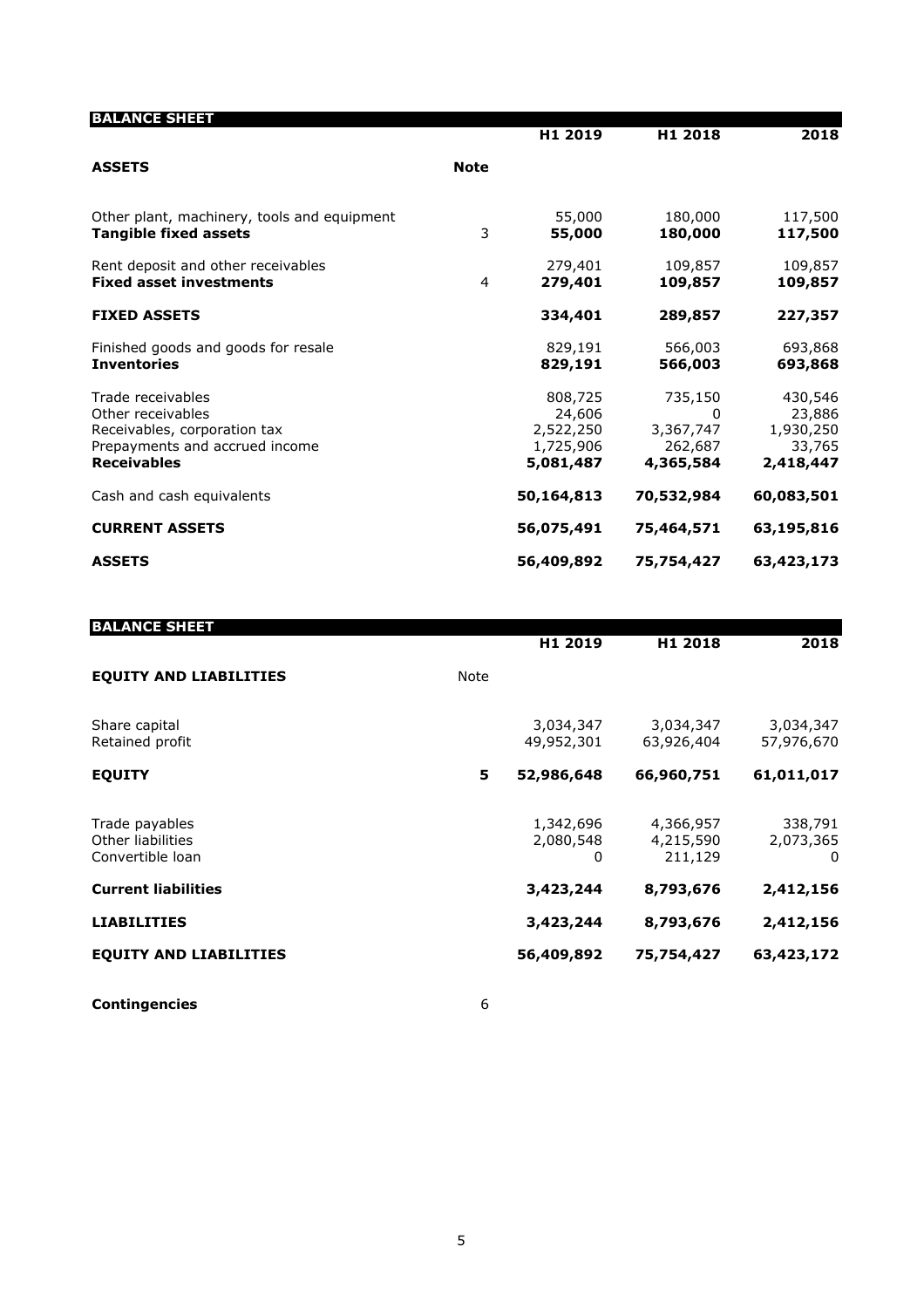## BALANCE SHEET

| | Note | H1 2019 | H1 2018 | 2018 |
|---|---|---|---|---|
| **ASSETS** | **Note** | | | |
| Other plant, machinery, tools and equipment | | 55,000 | 180,000 | 117,500 |
| **Tangible fixed assets** | 3 | **55,000** | **180,000** | **117,500** |
| Rent deposit and other receivables | | 279,401 | 109,857 | 109,857 |
| **Fixed asset investments** | 4 | **279,401** | **109,857** | **109,857** |
| **FIXED ASSETS** | | **334,401** | **289,857** | **227,357** |
| Finished goods and goods for resale | | 829,191 | 566,003 | 693,868 |
| **Inventories** | | **829,191** | **566,003** | **693,868** |
| Trade receivables | | 808,725 | 735,150 | 430,546 |
| Other receivables | | 24,606 | 0 | 23,886 |
| Receivables, corporation tax | | 2,522,250 | 3,367,747 | 1,930,250 |
| Prepayments and accrued income | | 1,725,906 | 262,687 | 33,765 |
| **Receivables** | | **5,081,487** | **4,365,584** | **2,418,447** |
| Cash and cash equivalents | | **50,164,813** | **70,532,984** | **60,083,501** |
| **CURRENT ASSETS** | | **56,075,491** | **75,464,571** | **63,195,816** |
| **ASSETS** | | **56,409,892** | **75,754,427** | **63,423,173** |

## BALANCE SHEET

| | Note | H1 2019 | H1 2018 | 2018 |
|---|---|---|---|---|
| **EQUITY AND LIABILITIES** | Note | | | |
| Share capital | | 3,034,347 | 3,034,347 | 3,034,347 |
| Retained profit | | 49,952,301 | 63,926,404 | 57,976,670 |
| **EQUITY** | **5** | **52,986,648** | **66,960,751** | **61,011,017** |
| Trade payables | | 1,342,696 | 4,366,957 | 338,791 |
| Other liabilities | | 2,080,548 | 4,215,590 | 2,073,365 |
| Convertible loan | | 0 | 211,129 | 0 |
| **Current liabilities** | | **3,423,244** | **8,793,676** | **2,412,156** |
| **LIABILITIES** | | **3,423,244** | **8,793,676** | **2,412,156** |
| **EQUITY AND LIABILITIES** | | **56,409,892** | **75,754,427** | **63,423,172** |

**Contingencies** 6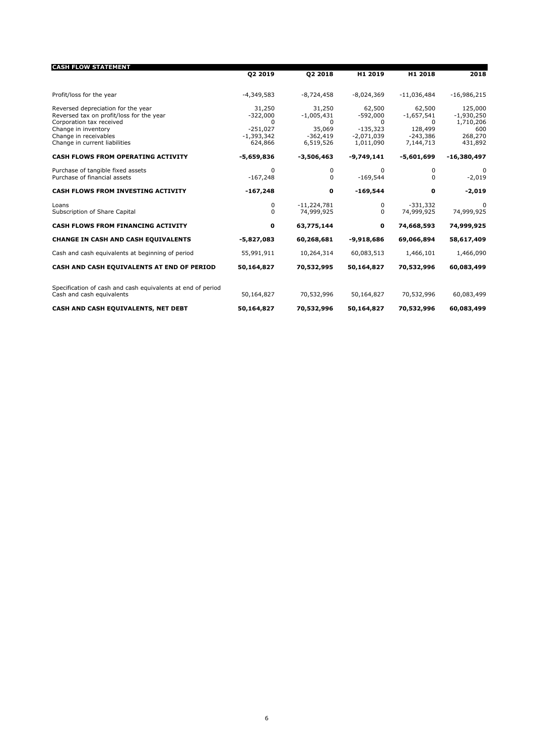| CASH FLOW STATEMENT | Q2 2019 | Q2 2018 | H1 2019 | H1 2018 | 2018 |
|---|---|---|---|---|---|
| Profit/loss for the year | -4,349,583 | -8,724,458 | -8,024,369 | -11,036,484 | -16,986,215 |
| Reversed depreciation for the year | 31,250 | 31,250 | 62,500 | 62,500 | 125,000 |
| Reversed tax on profit/loss for the year | -322,000 | -1,005,431 | -592,000 | -1,657,541 | -1,930,250 |
| Corporation tax received | 0 | 0 | 0 | 0 | 1,710,206 |
| Change in inventory | -251,027 | 35,069 | -135,323 | 128,499 | 600 |
| Change in receivables | -1,393,342 | -362,419 | -2,071,039 | -243,386 | 268,270 |
| Change in current liabilities | 624,866 | 6,519,526 | 1,011,090 | 7,144,713 | 431,892 |
| **CASH FLOWS FROM OPERATING ACTIVITY** | **-5,659,836** | **-3,506,463** | **-9,749,141** | **-5,601,699** | **-16,380,497** |
| Purchase of tangible fixed assets | 0 | 0 | 0 | 0 | 0 |
| Purchase of financial assets | -167,248 | 0 | -169,544 | 0 | -2,019 |
| **CASH FLOWS FROM INVESTING ACTIVITY** | **-167,248** | **0** | **-169,544** | **0** | **-2,019** |
| Loans | 0 | -11,224,781 | 0 | -331,332 | 0 |
| Subscription of Share Capital | 0 | 74,999,925 | 0 | 74,999,925 | 74,999,925 |
| **CASH FLOWS FROM FINANCING ACTIVITY** | **0** | **63,775,144** | **0** | **74,668,593** | **74,999,925** |
| **CHANGE IN CASH AND CASH EQUIVALENTS** | **-5,827,083** | **60,268,681** | **-9,918,686** | **69,066,894** | **58,617,409** |
| Cash and cash equivalents at beginning of period | 55,991,911 | 10,264,314 | 60,083,513 | 1,466,101 | 1,466,090 |
| **CASH AND CASH EQUIVALENTS AT END OF PERIOD** | **50,164,827** | **70,532,995** | **50,164,827** | **70,532,996** | **60,083,499** |
| Specification of cash and cash equivalents at end of period | | | | | |
| Cash and cash equivalents | 50,164,827 | 70,532,996 | 50,164,827 | 70,532,996 | 60,083,499 |
| **CASH AND CASH EQUIVALENTS, NET DEBT** | **50,164,827** | **70,532,996** | **50,164,827** | **70,532,996** | **60,083,499** |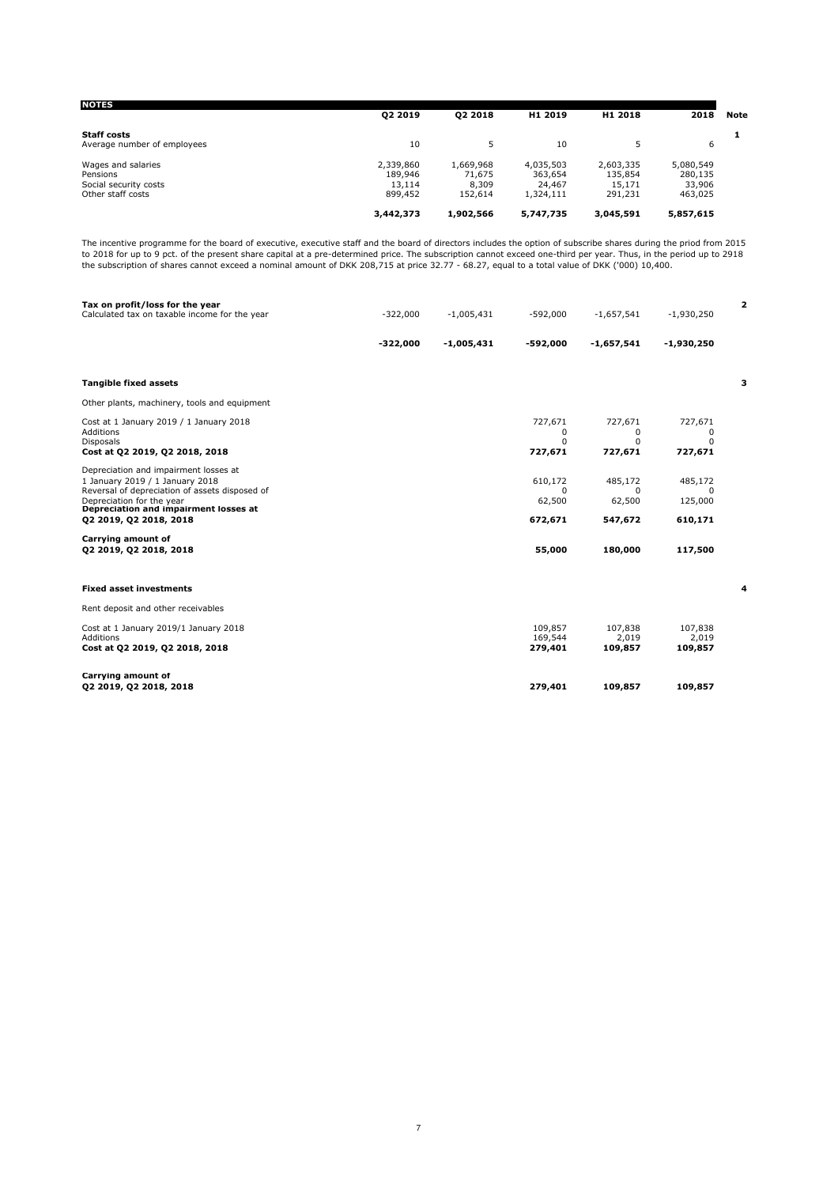## NOTES

| | Q2 2019 | Q2 2018 | H1 2019 | H1 2018 | 2018 | Note |
|---|---|---|---|---|---|---|
| **Staff costs** | | | | | | 1 |
| Average number of employees | 10 | 5 | 10 | 5 | 6 | |
| | | | | | | |
| Wages and salaries | 2,339,860 | 1,669,968 | 4,035,503 | 2,603,335 | 5,080,549 | |
| Pensions | 189,946 | 71,675 | 363,654 | 135,854 | 280,135 | |
| Social security costs | 13,114 | 8,309 | 24,467 | 15,171 | 33,906 | |
| Other staff costs | 899,452 | 152,614 | 1,324,111 | 291,231 | 463,025 | |
| | **3,442,373** | **1,902,566** | **5,747,735** | **3,045,591** | **5,857,615** | |

The incentive programme for the board of executive, executive staff and the board of directors includes the option of subscribe shares during the priod from 2015 to 2018 for up to 9 pct. of the present share capital at a pre-determined price. The subscription cannot exceed one-third per year. Thus, in the period up to 2918 the subscription of shares cannot exceed a nominal amount of DKK 208,715 at price 32.77 - 68.27, equal to a total value of DKK ('000) 10,400.

| | Q2 2019 | Q2 2018 | H1 2019 | H1 2018 | 2018 | Note |
|---|---|---|---|---|---|---|
| **Tax on profit/loss for the year** | | | | | | 2 |
| Calculated tax on taxable income for the year | -322,000 | -1,005,431 | -592,000 | -1,657,541 | -1,930,250 | |
| | **-322,000** | **-1,005,431** | **-592,000** | **-1,657,541** | **-1,930,250** | |

| | H1 2019 | H1 2018 | 2018 | Note |
|---|---|---|---|---|
| **Tangible fixed assets** | | | | 3 |
| Other plants, machinery, tools and equipment | | | | |
| Cost at 1 January 2019 / 1 January 2018 | 727,671 | 727,671 | 727,671 | |
| Additions | 0 | 0 | 0 | |
| Disposals | 0 | 0 | 0 | |
| **Cost at Q2 2019, Q2 2018, 2018** | **727,671** | **727,671** | **727,671** | |
| Depreciation and impairment losses at 1 January 2019 / 1 January 2018 | 610,172 | 485,172 | 485,172 | |
| Reversal of depreciation of assets disposed of | 0 | 0 | 0 | |
| Depreciation for the year | 62,500 | 62,500 | 125,000 | |
| **Depreciation and impairment losses at Q2 2019, Q2 2018, 2018** | **672,671** | **547,672** | **610,171** | |
| **Carrying amount of Q2 2019, Q2 2018, 2018** | **55,000** | **180,000** | **117,500** | |

| | H1 2019 | H1 2018 | 2018 | Note |
|---|---|---|---|---|
| **Fixed asset investments** | | | | 4 |
| Rent deposit and other receivables | | | | |
| Cost at 1 January 2019/1 January 2018 | 109,857 | 107,838 | 107,838 | |
| Additions | 169,544 | 2,019 | 2,019 | |
| **Cost at Q2 2019, Q2 2018, 2018** | **279,401** | **109,857** | **109,857** | |
| **Carrying amount of Q2 2019, Q2 2018, 2018** | **279,401** | **109,857** | **109,857** | |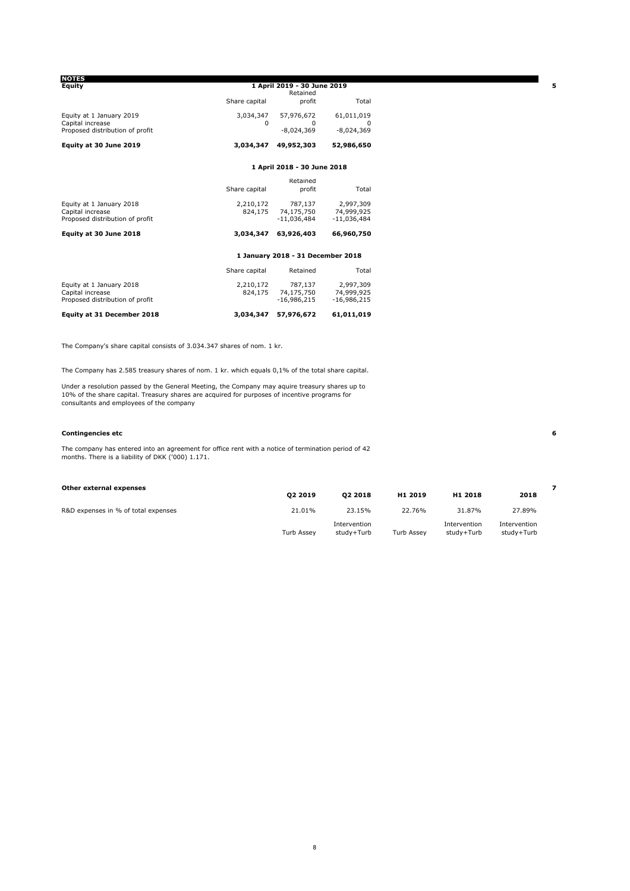## NOTES

### Equity

Note 5

**1 April 2019 - 30 June 2019**

| | Share capital | Retained profit | Total |
|---|---|---|---|
| Equity at 1 January 2019 | 3,034,347 | 57,976,672 | 61,011,019 |
| Capital increase | 0 | 0 | 0 |
| Proposed distribution of profit | | -8,024,369 | -8,024,369 |
| **Equity at 30 June 2019** | **3,034,347** | **49,952,303** | **52,986,650** |

**1 April 2018 - 30 June 2018**

| | Share capital | Retained profit | Total |
|---|---|---|---|
| Equity at 1 January 2018 | 2,210,172 | 787,137 | 2,997,309 |
| Capital increase | 824,175 | 74,175,750 | 74,999,925 |
| Proposed distribution of profit | | -11,036,484 | -11,036,484 |
| **Equity at 30 June 2018** | **3,034,347** | **63,926,403** | **66,960,750** |

**1 January 2018 - 31 December 2018**

| | Share capital | Retained | Total |
|---|---|---|---|
| Equity at 1 January 2018 | 2,210,172 | 787,137 | 2,997,309 |
| Capital increase | 824,175 | 74,175,750 | 74,999,925 |
| Proposed distribution of profit | | -16,986,215 | -16,986,215 |
| **Equity at 31 December 2018** | **3,034,347** | **57,976,672** | **61,011,019** |

The Company's share capital consists of 3.034.347 shares of nom. 1 kr.

The Company has 2.585 treasury shares of nom. 1 kr. which equals 0,1% of the total share capital.

Under a resolution passed by the General Meeting, the Company may aquire treasury shares up to 10% of the share capital. Treasury shares are acquired for purposes of incentive programs for consultants and employees of the company

### Contingencies etc

Note 6

The company has entered into an agreement for office rent with a notice of termination period of 42 months. There is a liability of DKK ('000) 1.171.

### Other external expenses

Note 7

| | Q2 2019 | Q2 2018 | H1 2019 | H1 2018 | 2018 |
|---|---|---|---|---|---|
| R&D expenses in % of total expenses | 21.01% | 23.15% | 22.76% | 31.87% | 27.89% |
| | Turb Assey | Intervention study+Turb | Turb Assey | Intervention study+Turb | Intervention study+Turb |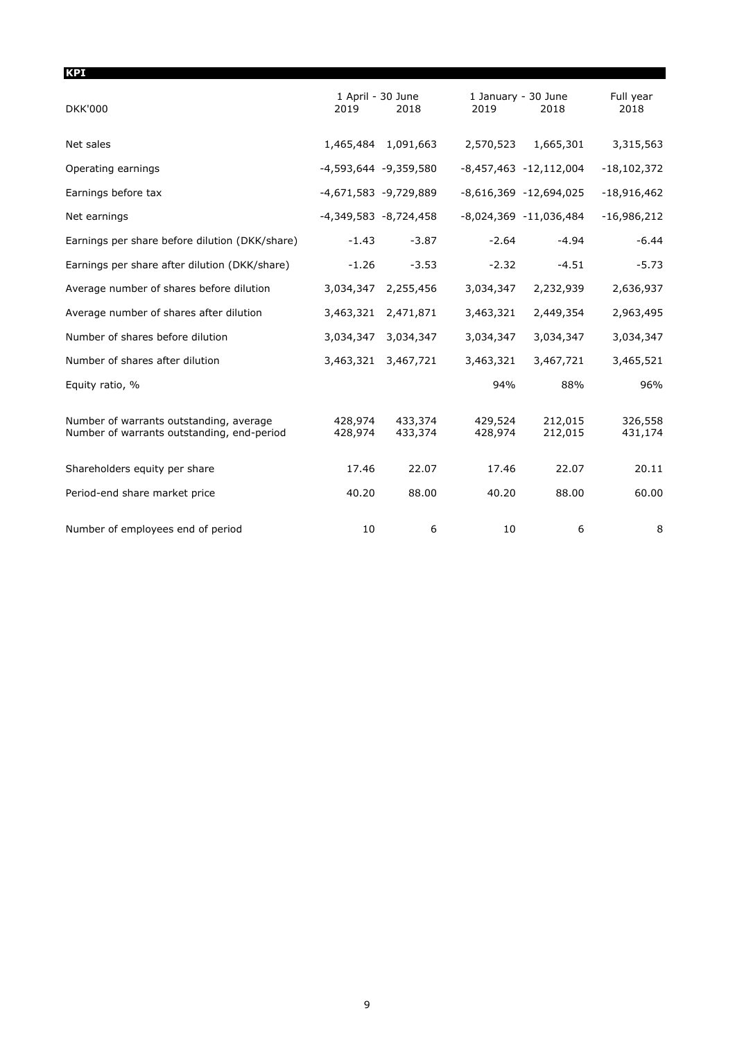## KPI

| DKK'000 | 1 April - 30 June 2019 | 1 April - 30 June 2018 | 1 January - 30 June 2019 | 1 January - 30 June 2018 | Full year 2018 |
|---|---|---|---|---|---|
| Net sales | 1,465,484 | 1,091,663 | 2,570,523 | 1,665,301 | 3,315,563 |
| Operating earnings | -4,593,644 | -9,359,580 | -8,457,463 | -12,112,004 | -18,102,372 |
| Earnings before tax | -4,671,583 | -9,729,889 | -8,616,369 | -12,694,025 | -18,916,462 |
| Net earnings | -4,349,583 | -8,724,458 | -8,024,369 | -11,036,484 | -16,986,212 |
| Earnings per share before dilution (DKK/share) | -1.43 | -3.87 | -2.64 | -4.94 | -6.44 |
| Earnings per share after dilution (DKK/share) | -1.26 | -3.53 | -2.32 | -4.51 | -5.73 |
| Average number of shares before dilution | 3,034,347 | 2,255,456 | 3,034,347 | 2,232,939 | 2,636,937 |
| Average number of shares after dilution | 3,463,321 | 2,471,871 | 3,463,321 | 2,449,354 | 2,963,495 |
| Number of shares before dilution | 3,034,347 | 3,034,347 | 3,034,347 | 3,034,347 | 3,034,347 |
| Number of shares after dilution | 3,463,321 | 3,467,721 | 3,463,321 | 3,467,721 | 3,465,521 |
| Equity ratio, % | | | 94% | 88% | 96% |
| Number of warrants outstanding, average | 428,974 | 433,374 | 429,524 | 212,015 | 326,558 |
| Number of warrants outstanding, end-period | 428,974 | 433,374 | 428,974 | 212,015 | 431,174 |
| Shareholders equity per share | 17.46 | 22.07 | 17.46 | 22.07 | 20.11 |
| Period-end share market price | 40.20 | 88.00 | 40.20 | 88.00 | 60.00 |
| Number of employees end of period | 10 | 6 | 10 | 6 | 8 |